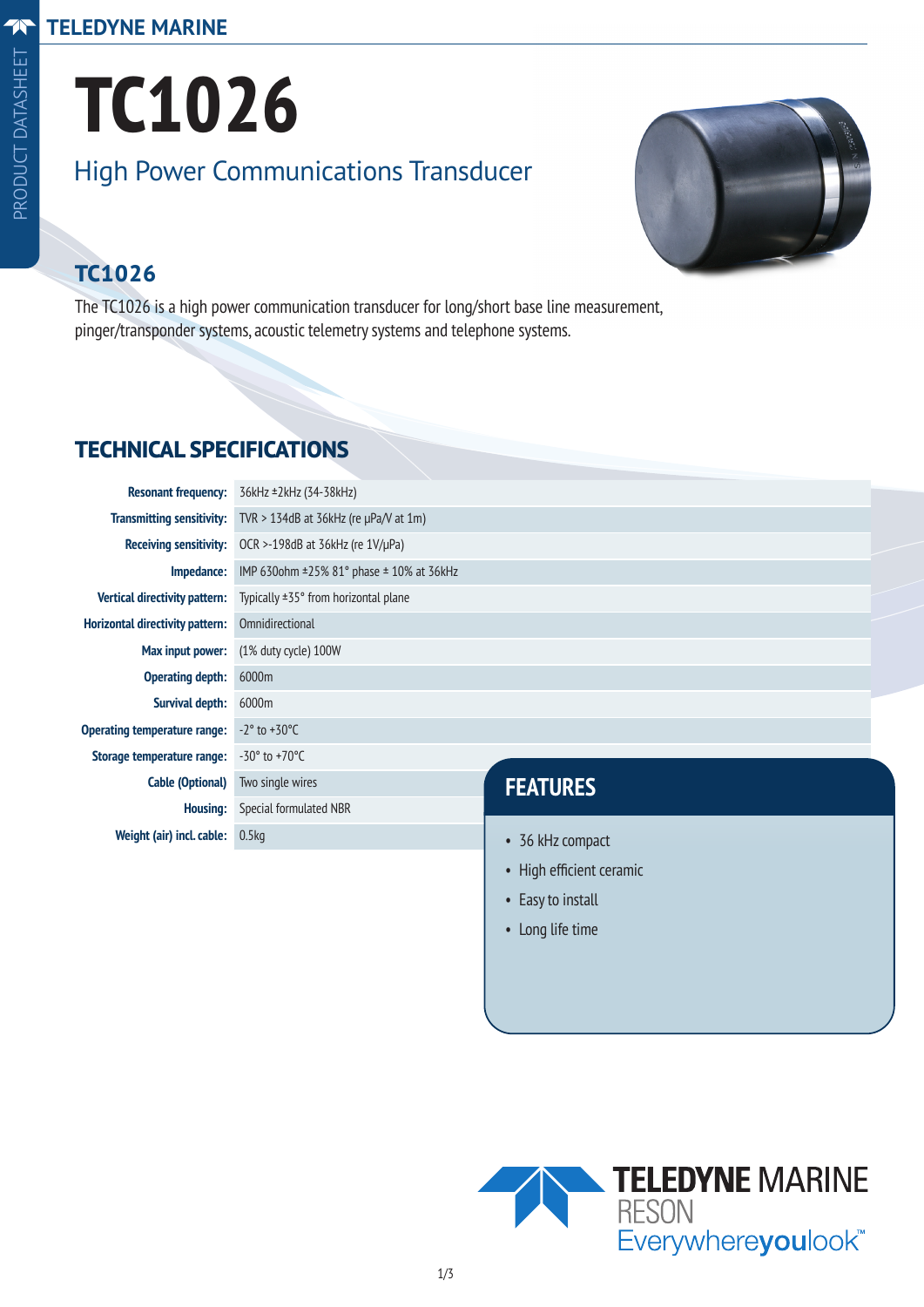TELEDYNE MARINE

PRODUCT DATASHEET

# TC1026

High Power Communications Transducer

## TC1026

The TC1026 is a high power communication transducer for long/short base line measurement, pinger/transponder systems, acoustic telemetry systems and telephone systems.

## TECHNICAL SPECIFICATIONS

| | |
|---|---|
| **Resonant frequency:** | 36kHz ±2kHz (34-38kHz) |
| **Transmitting sensitivity:** | TVR > 134dB at 36kHz (re µPa/V at 1m) |
| **Receiving sensitivity:** | OCR >-198dB at 36kHz (re 1V/µPa) |
| **Impedance:** | IMP 630ohm ±25% 81° phase ± 10% at 36kHz |
| **Vertical directivity pattern:** | Typically ±35° from horizontal plane |
| **Horizontal directivity pattern:** | Omnidirectional |
| **Max input power:** | (1% duty cycle) 100W |
| **Operating depth:** | 6000m |
| **Survival depth:** | 6000m |
| **Operating temperature range:** | -2° to +30°C |
| **Storage temperature range:** | -30° to +70°C |
| **Cable (Optional)** | Two single wires |
| **Housing:** | Special formulated NBR |
| **Weight (air) incl. cable:** | 0.5kg |

## FEATURES

- 36 kHz compact
- High efficient ceramic
- Easy to install
- Long life time

TELEDYNE MARINE
RESON
Everywhere**you**look™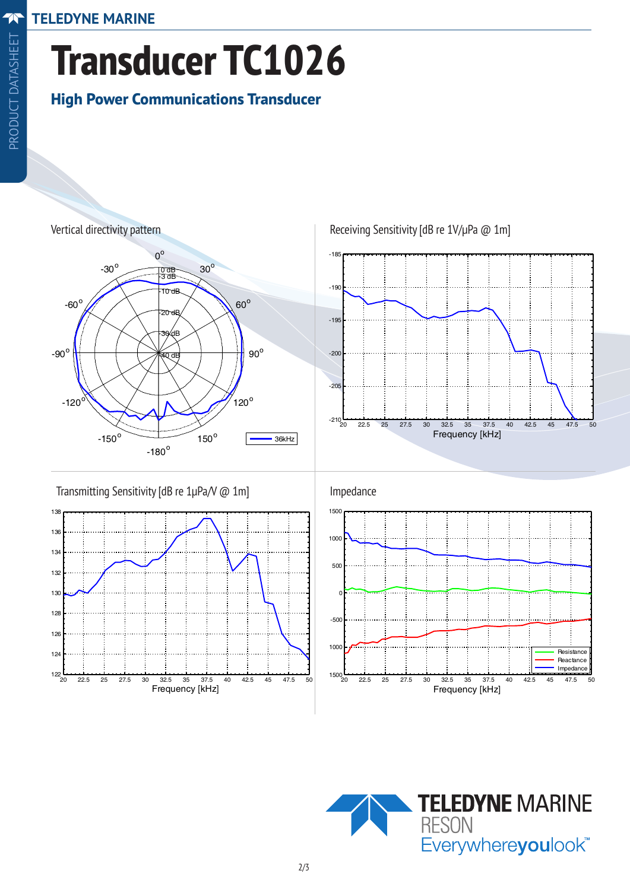# Transducer TC1026

## High Power Communications Transducer

Vertical directivity pattern

Receiving Sensitivity [dB re 1V/µPa @ 1m]

Transmitting Sensitivity [dB re 1µPa/V @ 1m]

Impedance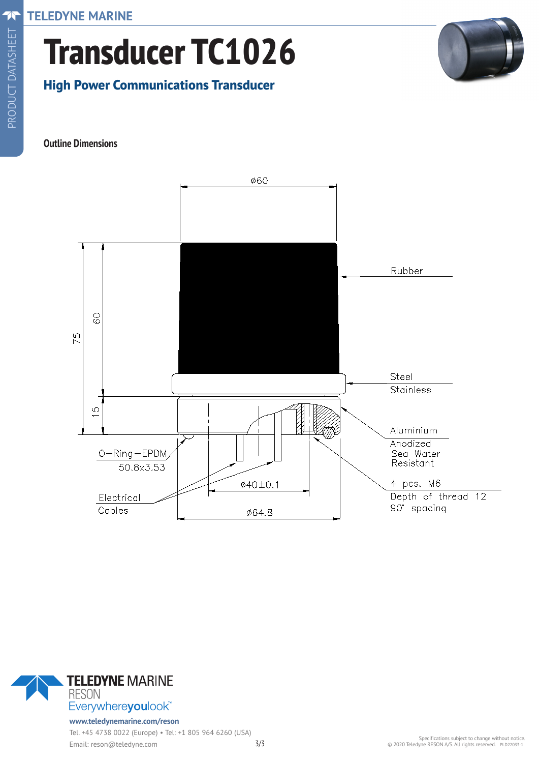# Transducer TC1026

## High Power Communications Transducer

### Outline Dimensions

ø60

75

60

15

Rubber

Steel
Stainless

Aluminium
Anodized
Sea Water
Resistant

O–Ring–EPDM
50.8x3.53

4 pcs. M6
Depth of thread 12
90° spacing

ø40±0.1

Electrical
Cables

ø64.8

**TELEDYNE MARINE**
RESON
Everywhereyoulook™

**www.teledynemarine.com/reson**
Tel. +45 4738 0022 (Europe) • Tel: +1 805 964 6260 (USA)
Email: reson@teledyne.com

Specifications subject to change without notice.
© 2020 Teledyne RESON A/S. All rights reserved. PLD22033-1